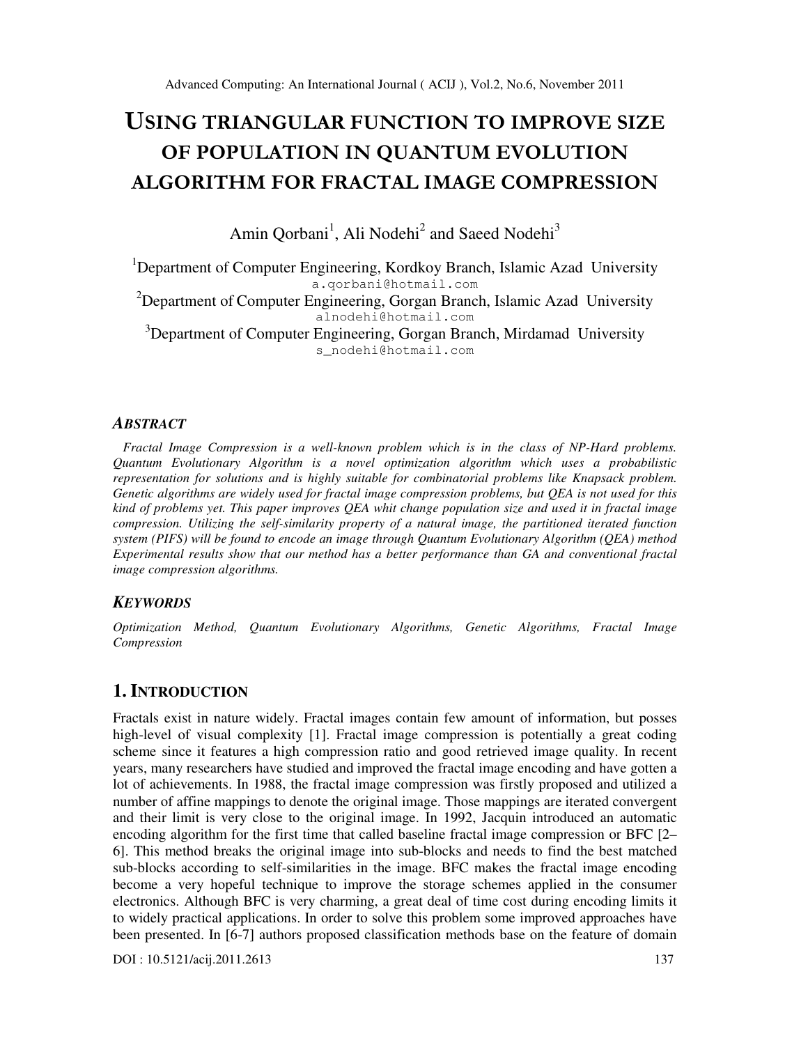# USING TRIANGULAR FUNCTION TO IMPROVE SIZE OF POPULATION IN QUANTUM EVOLUTION ALGORITHM FOR FRACTAL IMAGE COMPRESSION

Amin Qorbani[1], Ali Nodehi[2] and Saeed Nodehi[3]

[1]Department of Computer Engineering, Kordkoy Branch, Islamic Azad University
a.qorbani@hotmail.com

[2]Department of Computer Engineering, Gorgan Branch, Islamic Azad University
alnodehi@hotmail.com

[3]Department of Computer Engineering, Gorgan Branch, Mirdamad University
s_nodehi@hotmail.com

### *ABSTRACT*

*Fractal Image Compression is a well-known problem which is in the class of NP-Hard problems. Quantum Evolutionary Algorithm is a novel optimization algorithm which uses a probabilistic representation for solutions and is highly suitable for combinatorial problems like Knapsack problem. Genetic algorithms are widely used for fractal image compression problems, but QEA is not used for this kind of problems yet. This paper improves QEA whit change population size and used it in fractal image compression. Utilizing the self-similarity property of a natural image, the partitioned iterated function system (PIFS) will be found to encode an image through Quantum Evolutionary Algorithm (QEA) method Experimental results show that our method has a better performance than GA and conventional fractal image compression algorithms.*

### *KEYWORDS*

*Optimization Method, Quantum Evolutionary Algorithms, Genetic Algorithms, Fractal Image Compression*

## 1. INTRODUCTION

Fractals exist in nature widely. Fractal images contain few amount of information, but posses high-level of visual complexity [1]. Fractal image compression is potentially a great coding scheme since it features a high compression ratio and good retrieved image quality. In recent years, many researchers have studied and improved the fractal image encoding and have gotten a lot of achievements. In 1988, the fractal image compression was firstly proposed and utilized a number of affine mappings to denote the original image. Those mappings are iterated convergent and their limit is very close to the original image. In 1992, Jacquin introduced an automatic encoding algorithm for the first time that called baseline fractal image compression or BFC [2–6]. This method breaks the original image into sub-blocks and needs to find the best matched sub-blocks according to self-similarities in the image. BFC makes the fractal image encoding become a very hopeful technique to improve the storage schemes applied in the consumer electronics. Although BFC is very charming, a great deal of time cost during encoding limits it to widely practical applications. In order to solve this problem some improved approaches have been presented. In [6-7] authors proposed classification methods base on the feature of domain

DOI : 10.5121/acij.2011.2613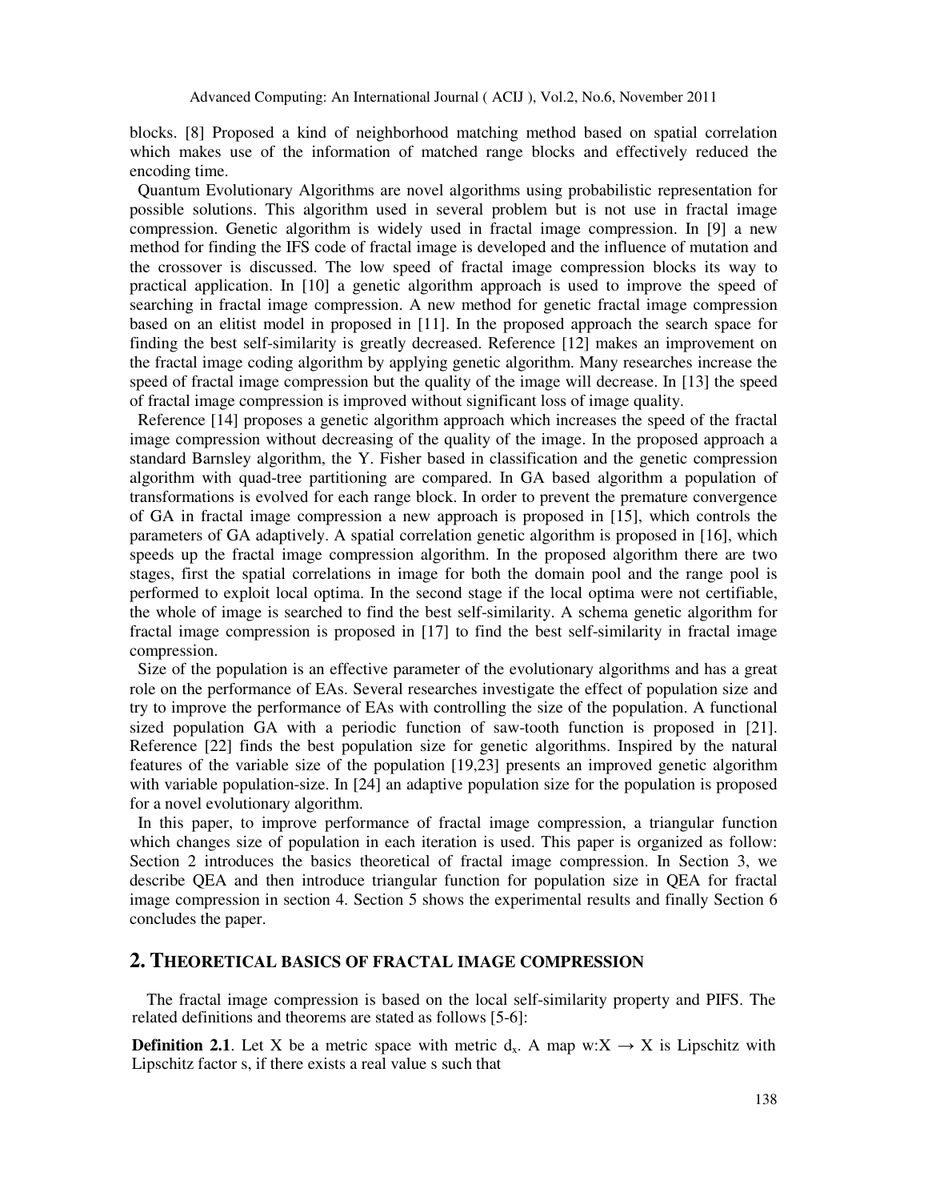blocks. [8] Proposed a kind of neighborhood matching method based on spatial correlation which makes use of the information of matched range blocks and effectively reduced the encoding time.

Quantum Evolutionary Algorithms are novel algorithms using probabilistic representation for possible solutions. This algorithm used in several problem but is not use in fractal image compression. Genetic algorithm is widely used in fractal image compression. In [9] a new method for finding the IFS code of fractal image is developed and the influence of mutation and the crossover is discussed. The low speed of fractal image compression blocks its way to practical application. In [10] a genetic algorithm approach is used to improve the speed of searching in fractal image compression. A new method for genetic fractal image compression based on an elitist model in proposed in [11]. In the proposed approach the search space for finding the best self-similarity is greatly decreased. Reference [12] makes an improvement on the fractal image coding algorithm by applying genetic algorithm. Many researches increase the speed of fractal image compression but the quality of the image will decrease. In [13] the speed of fractal image compression is improved without significant loss of image quality.

Reference [14] proposes a genetic algorithm approach which increases the speed of the fractal image compression without decreasing of the quality of the image. In the proposed approach a standard Barnsley algorithm, the Y. Fisher based in classification and the genetic compression algorithm with quad-tree partitioning are compared. In GA based algorithm a population of transformations is evolved for each range block. In order to prevent the premature convergence of GA in fractal image compression a new approach is proposed in [15], which controls the parameters of GA adaptively. A spatial correlation genetic algorithm is proposed in [16], which speeds up the fractal image compression algorithm. In the proposed algorithm there are two stages, first the spatial correlations in image for both the domain pool and the range pool is performed to exploit local optima. In the second stage if the local optima were not certifiable, the whole of image is searched to find the best self-similarity. A schema genetic algorithm for fractal image compression is proposed in [17] to find the best self-similarity in fractal image compression.

Size of the population is an effective parameter of the evolutionary algorithms and has a great role on the performance of EAs. Several researches investigate the effect of population size and try to improve the performance of EAs with controlling the size of the population. A functional sized population GA with a periodic function of saw-tooth function is proposed in [21]. Reference [22] finds the best population size for genetic algorithms. Inspired by the natural features of the variable size of the population [19,23] presents an improved genetic algorithm with variable population-size. In [24] an adaptive population size for the population is proposed for a novel evolutionary algorithm.

In this paper, to improve performance of fractal image compression, a triangular function which changes size of population in each iteration is used. This paper is organized as follow: Section 2 introduces the basics theoretical of fractal image compression. In Section 3, we describe QEA and then introduce triangular function for population size in QEA for fractal image compression in section 4. Section 5 shows the experimental results and finally Section 6 concludes the paper.

## 2. THEORETICAL BASICS OF FRACTAL IMAGE COMPRESSION

The fractal image compression is based on the local self-similarity property and PIFS. The related definitions and theorems are stated as follows [5-6]:

**Definition 2.1**. Let X be a metric space with metric $d_x$. A map $w: X \rightarrow X$ is Lipschitz with Lipschitz factor s, if there exists a real value s such that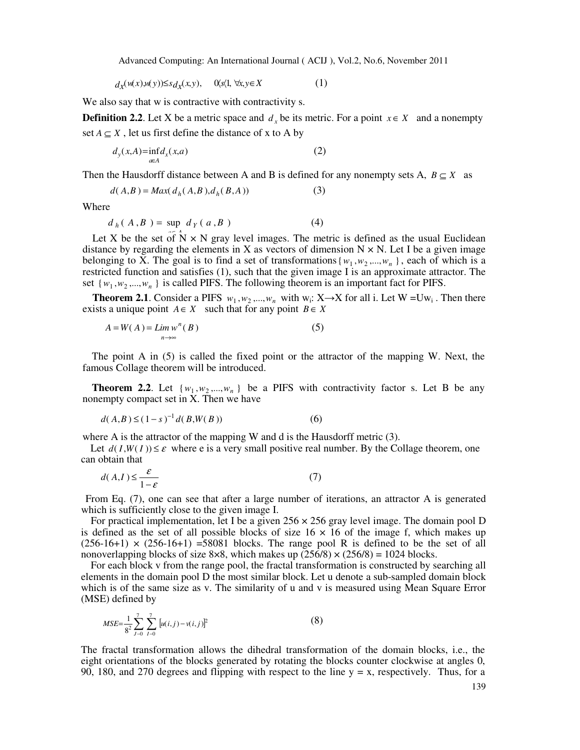$$d_X(w(x),w(y)) \leq s\, d_X(x,y), \quad 0 < s < 1, \ \forall x,y \in X \tag{1}$$

We also say that w is contractive with contractivity s.

**Definition 2.2**. Let X be a metric space and $d_x$ be its metric. For a point $x \in X$ and a nonempty set $A \subseteq X$ , let us first define the distance of x to A by

$$d_y(x,A) = \inf_{a \in A} d_x(x,a) \tag{2}$$

Then the Hausdorff distance between A and B is defined for any nonempty sets A, $B \subseteq X$ as

$$d(A,B) = Max(d_h(A,B), d_h(B,A)) \tag{3}$$

Where

$$d_h(A,B) = \sup_{a \in A} d_Y(a,B) \tag{4}$$

Let X be the set of N × N gray level images. The metric is defined as the usual Euclidean distance by regarding the elements in X as vectors of dimension N × N. Let I be a given image belonging to X. The goal is to find a set of transformations $\{w_1, w_2, ..., w_n\}$, each of which is a restricted function and satisfies (1), such that the given image I is an approximate attractor. The set $\{w_1, w_2, ..., w_n\}$ is called PIFS. The following theorem is an important fact for PIFS.

**Theorem 2.1**. Consider a PIFS $w_1, w_2, ..., w_n$ with $w_i$: X→X for all i. Let W =U$w_i$ . Then there exists a unique point $A \in X$ such that for any point $B \in X$

$$A = W(A) = \lim_{n \to \infty} w^n(B) \tag{5}$$

The point A in (5) is called the fixed point or the attractor of the mapping W. Next, the famous Collage theorem will be introduced.

**Theorem 2.2**. Let $\{w_1, w_2, ..., w_n\}$ be a PIFS with contractivity factor s. Let B be any nonempty compact set in X. Then we have

$$d(A,B) \leq (1-s)^{-1} d(B, W(B)) \tag{6}$$

where A is the attractor of the mapping W and d is the Hausdorff metric (3).

Let $d(I, W(I)) \leq \varepsilon$ where e is a very small positive real number. By the Collage theorem, one can obtain that

$$d(A,I) \leq \frac{\varepsilon}{1-\varepsilon} \tag{7}$$

From Eq. (7), one can see that after a large number of iterations, an attractor A is generated which is sufficiently close to the given image I.

For practical implementation, let I be a given 256 × 256 gray level image. The domain pool D is defined as the set of all possible blocks of size 16 × 16 of the image f, which makes up (256-16+1) × (256-16+1) =58081 blocks. The range pool R is defined to be the set of all nonoverlapping blocks of size 8×8, which makes up (256/8) × (256/8) = 1024 blocks.

For each block v from the range pool, the fractal transformation is constructed by searching all elements in the domain pool D the most similar block. Let u denote a sub-sampled domain block which is of the same size as v. The similarity of u and v is measured using Mean Square Error (MSE) defined by

$$MSE = \frac{1}{8^2} \sum_{J=0}^{7} \sum_{I=0}^{7} [u(i,j) - v(i,j)]^2 \tag{8}$$

The fractal transformation allows the dihedral transformation of the domain blocks, i.e., the eight orientations of the blocks generated by rotating the blocks counter clockwise at angles 0, 90, 180, and 270 degrees and flipping with respect to the line y = x, respectively. Thus, for a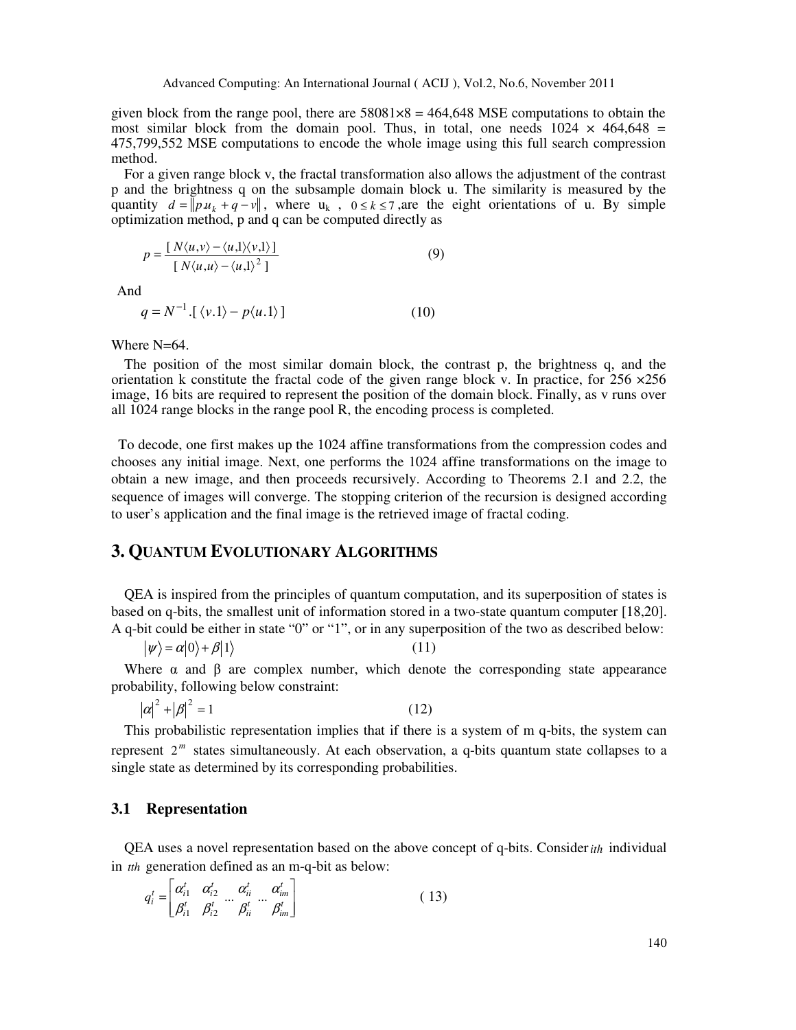given block from the range pool, there are 58081×8 = 464,648 MSE computations to obtain the most similar block from the domain pool. Thus, in total, one needs 1024 × 464,648 = 475,799,552 MSE computations to encode the whole image using this full search compression method.

For a given range block v, the fractal transformation also allows the adjustment of the contrast p and the brightness q on the subsample domain block u. The similarity is measured by the quantity $d = \| p.u_k + q - v \|$, where $u_k$ , $0 \le k \le 7$ ,are the eight orientations of u. By simple optimization method, p and q can be computed directly as

$$p = \frac{[\, N\langle u,v\rangle - \langle u,1\rangle\langle v,1\rangle \,]}{[\, N\langle u,u\rangle - \langle u,1\rangle^2 \,]} \tag{9}$$

And

$$q = N^{-1}.[\, \langle v.1\rangle - p\langle u.1\rangle \,] \tag{10}$$

Where N=64.

The position of the most similar domain block, the contrast p, the brightness q, and the orientation k constitute the fractal code of the given range block v. In practice, for 256 ×256 image, 16 bits are required to represent the position of the domain block. Finally, as v runs over all 1024 range blocks in the range pool R, the encoding process is completed.

To decode, one first makes up the 1024 affine transformations from the compression codes and chooses any initial image. Next, one performs the 1024 affine transformations on the image to obtain a new image, and then proceeds recursively. According to Theorems 2.1 and 2.2, the sequence of images will converge. The stopping criterion of the recursion is designed according to user's application and the final image is the retrieved image of fractal coding.

## 3. QUANTUM EVOLUTIONARY ALGORITHMS

QEA is inspired from the principles of quantum computation, and its superposition of states is based on q-bits, the smallest unit of information stored in a two-state quantum computer [18,20]. A q-bit could be either in state "0" or "1", or in any superposition of the two as described below:

$$|\psi\rangle = \alpha|0\rangle + \beta|1\rangle \tag{11}$$

Where α and β are complex number, which denote the corresponding state appearance probability, following below constraint:

$$|\alpha|^2 + |\beta|^2 = 1 \tag{12}$$

This probabilistic representation implies that if there is a system of m q-bits, the system can represent $2^m$ states simultaneously. At each observation, a q-bits quantum state collapses to a single state as determined by its corresponding probabilities.

### 3.1 Representation

QEA uses a novel representation based on the above concept of q-bits. Consider $ith$ individual in $tth$ generation defined as an m-q-bit as below:

$$q_i^t = \begin{bmatrix} \alpha_{i1}^t & \alpha_{i2}^t & \cdots & \alpha_{ii}^t & \cdots & \alpha_{im}^t \\ \beta_{i1}^t & \beta_{i2}^t & \cdots & \beta_{ii}^t & \cdots & \beta_{im}^t \end{bmatrix} \tag{13}$$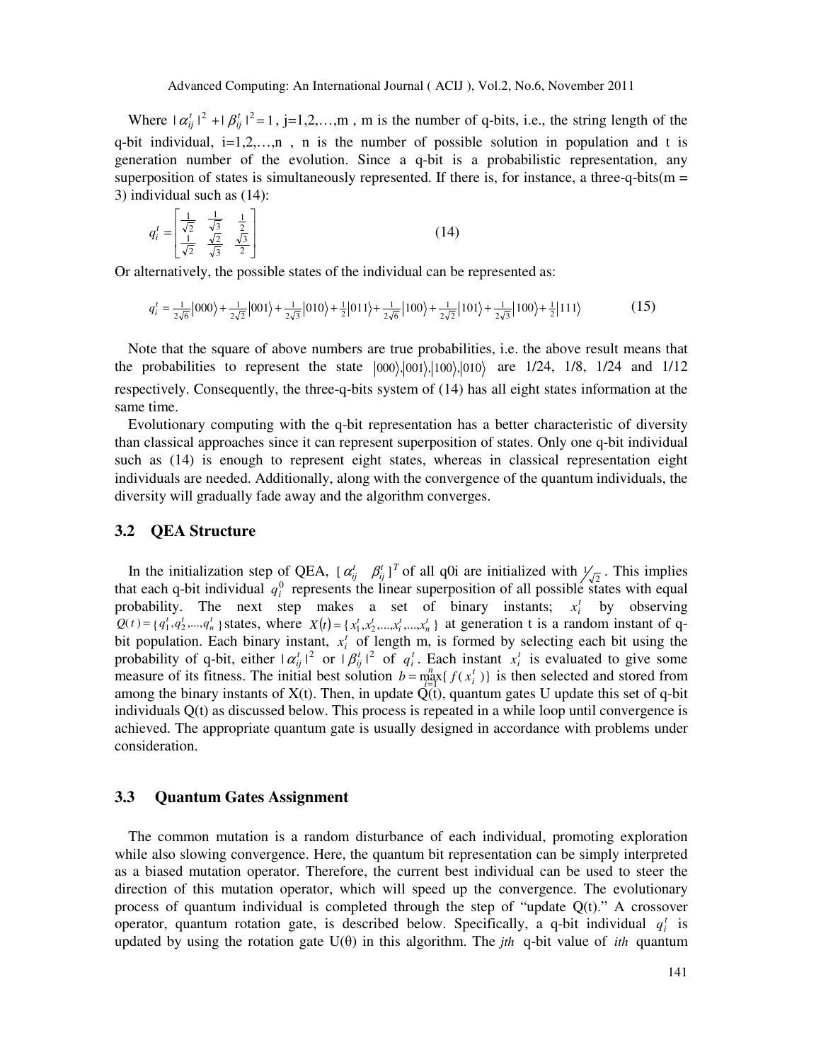Where $|\alpha_{ij}^t|^2 + |\beta_{ij}^t|^2 = 1$, j=1,2,…,m , m is the number of q-bits, i.e., the string length of the q-bit individual, i=1,2,…,n , n is the number of possible solution in population and t is generation number of the evolution. Since a q-bit is a probabilistic representation, any superposition of states is simultaneously represented. If there is, for instance, a three-q-bits(m = 3) individual such as (14):

$$q_i^t = \begin{bmatrix} \frac{1}{\sqrt{2}} & \frac{1}{\sqrt{3}} & \frac{1}{2} \\ \frac{1}{\sqrt{2}} & \frac{\sqrt{2}}{\sqrt{3}} & \frac{\sqrt{3}}{2} \end{bmatrix} \tag{14}$$

Or alternatively, the possible states of the individual can be represented as:

$$q_i^t = \tfrac{1}{2\sqrt{6}}\left|000\right\rangle + \tfrac{1}{2\sqrt{2}}\left|001\right\rangle + \tfrac{1}{2\sqrt{3}}\left|010\right\rangle + \tfrac{1}{2}\left|011\right\rangle + \tfrac{1}{2\sqrt{6}}\left|100\right\rangle + \tfrac{1}{2\sqrt{2}}\left|101\right\rangle + \tfrac{1}{2\sqrt{3}}\left|100\right\rangle + \tfrac{1}{2}\left|111\right\rangle \tag{15}$$

Note that the square of above numbers are true probabilities, i.e. the above result means that the probabilities to represent the state $\left|000\right\rangle, \left|001\right\rangle, \left|100\right\rangle, \left|010\right\rangle$ are 1/24, 1/8, 1/24 and 1/12 respectively. Consequently, the three-q-bits system of (14) has all eight states information at the same time.

Evolutionary computing with the q-bit representation has a better characteristic of diversity than classical approaches since it can represent superposition of states. Only one q-bit individual such as (14) is enough to represent eight states, whereas in classical representation eight individuals are needed. Additionally, along with the convergence of the quantum individuals, the diversity will gradually fade away and the algorithm converges.

## 3.2 QEA Structure

In the initialization step of QEA, $[\alpha_{ij}^t \quad \beta_{ij}^t]^T$ of all q0i are initialized with $1/\sqrt{2}$. This implies that each q-bit individual $q_i^0$ represents the linear superposition of all possible states with equal probability. The next step makes a set of binary instants; $x_i^t$ by observing $Q(t) = \{q_1^t, q_2^t, ..., q_n^t\}$ states, where $X(t) = \{x_1^t, x_2^t, ..., x_i^t, ..., x_n^t\}$ at generation t is a random instant of q-bit population. Each binary instant, $x_i^t$ of length m, is formed by selecting each bit using the probability of q-bit, either $|\alpha_{ij}^t|^2$ or $|\beta_{ij}^t|^2$ of $q_i^t$. Each instant $x_i^t$ is evaluated to give some measure of its fitness. The initial best solution $b = \max_{i=1}^{n}\{f(x_i^t)\}$ is then selected and stored from among the binary instants of X(t). Then, in update Q(t), quantum gates U update this set of q-bit individuals Q(t) as discussed below. This process is repeated in a while loop until convergence is achieved. The appropriate quantum gate is usually designed in accordance with problems under consideration.

## 3.3 Quantum Gates Assignment

The common mutation is a random disturbance of each individual, promoting exploration while also slowing convergence. Here, the quantum bit representation can be simply interpreted as a biased mutation operator. Therefore, the current best individual can be used to steer the direction of this mutation operator, which will speed up the convergence. The evolutionary process of quantum individual is completed through the step of "update Q(t)." A crossover operator, quantum rotation gate, is described below. Specifically, a q-bit individual $q_i^t$ is updated by using the rotation gate U(θ) in this algorithm. The *jth* q-bit value of *ith* quantum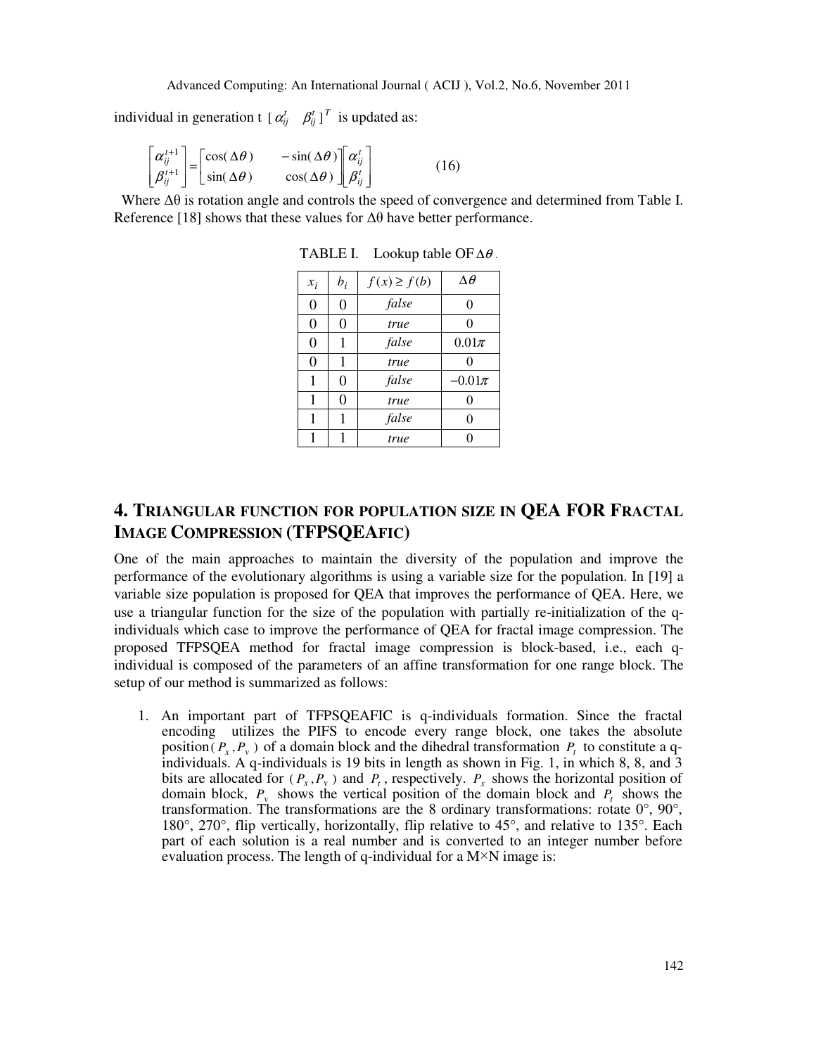individual in generation t $[\alpha_{ij}^t \quad \beta_{ij}^t]^T$ is updated as:

$$\begin{bmatrix} \alpha_{ij}^{t+1} \\ \beta_{ij}^{t+1} \end{bmatrix} = \begin{bmatrix} \cos(\Delta\theta) & -\sin(\Delta\theta) \\ \sin(\Delta\theta) & \cos(\Delta\theta) \end{bmatrix} \begin{bmatrix} \alpha_{ij}^t \\ \beta_{ij}^t \end{bmatrix} \tag{16}$$

Where Δθ is rotation angle and controls the speed of convergence and determined from Table I. Reference [18] shows that these values for Δθ have better performance.

TABLE I. Lookup table OF $\Delta\theta$.

| $x_i$ | $b_i$ | $f(x) \geq f(b)$ | $\Delta\theta$ |
|---|---|---|---|
| 0 | 0 | *false* | 0 |
| 0 | 0 | *true* | 0 |
| 0 | 1 | *false* | $0.01\pi$ |
| 0 | 1 | *true* | 0 |
| 1 | 0 | *false* | $-0.01\pi$ |
| 1 | 0 | *true* | 0 |
| 1 | 1 | *false* | 0 |
| 1 | 1 | *true* | 0 |

# 4. TRIANGULAR FUNCTION FOR POPULATION SIZE IN QEA FOR FRACTAL IMAGE COMPRESSION (TFPSQEAFIC)

One of the main approaches to maintain the diversity of the population and improve the performance of the evolutionary algorithms is using a variable size for the population. In [19] a variable size population is proposed for QEA that improves the performance of QEA. Here, we use a triangular function for the size of the population with partially re-initialization of the q-individuals which case to improve the performance of QEA for fractal image compression. The proposed TFPSQEA method for fractal image compression is block-based, i.e., each q-individual is composed of the parameters of an affine transformation for one range block. The setup of our method is summarized as follows:

1. An important part of TFPSQEAFIC is q-individuals formation. Since the fractal encoding utilizes the PIFS to encode every range block, one takes the absolute position $(P_x, P_y)$ of a domain block and the dihedral transformation $P_t$ to constitute a q-individuals. A q-individuals is 19 bits in length as shown in Fig. 1, in which 8, 8, and 3 bits are allocated for $(P_x, P_y)$ and $P_t$, respectively. $P_x$ shows the horizontal position of domain block, $P_y$ shows the vertical position of the domain block and $P_t$ shows the transformation. The transformations are the 8 ordinary transformations: rotate 0°, 90°, 180°, 270°, flip vertically, horizontally, flip relative to 45°, and relative to 135°. Each part of each solution is a real number and is converted to an integer number before evaluation process. The length of q-individual for a M×N image is: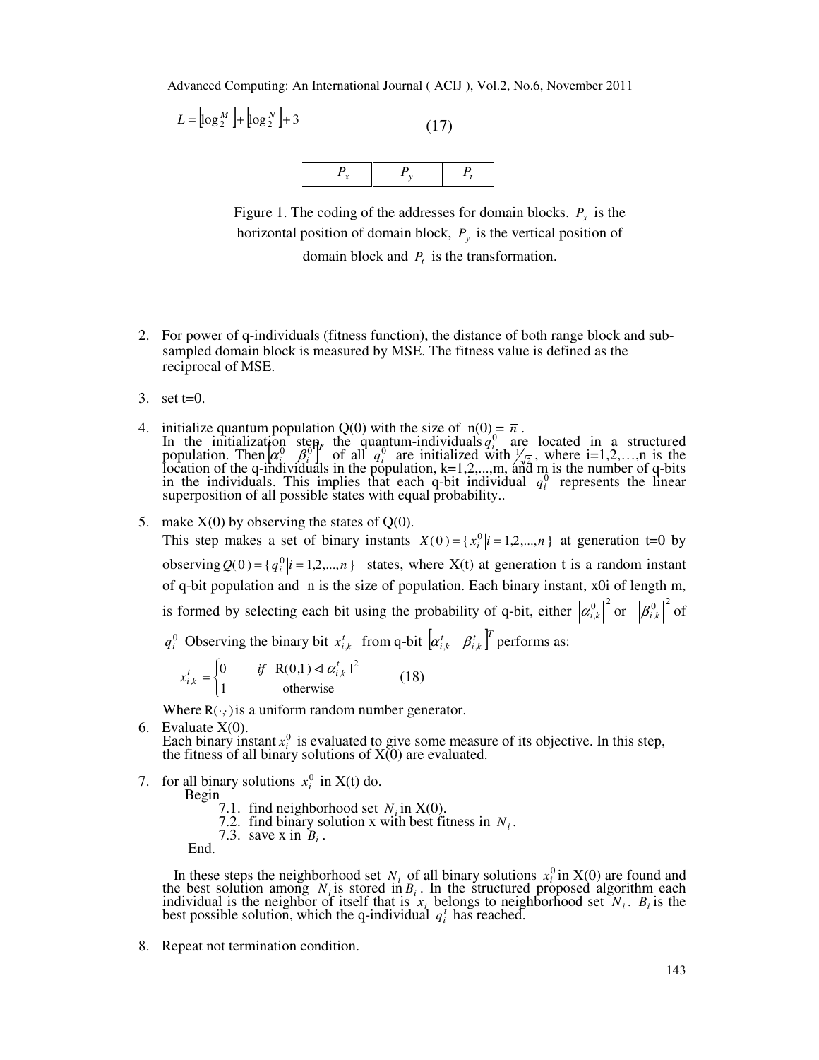$$L = \lfloor \log_2^M \rfloor + \lfloor \log_2^N \rfloor + 3 \quad (17)$$

| $P_x$ | $P_y$ | $P_t$ |
|---|---|---|

Figure 1. The coding of the addresses for domain blocks. $P_x$ is the horizontal position of domain block, $P_y$ is the vertical position of domain block and $P_t$ is the transformation.

2. For power of q-individuals (fitness function), the distance of both range block and sub-sampled domain block is measured by MSE. The fitness value is defined as the reciprocal of MSE.

3. set t=0.

4. initialize quantum population Q(0) with the size of n(0) = $\bar{n}$.
   In the initialization step, the quantum-individuals $q_i^0$ are located in a structured population. Then $\left[\alpha_i^0 \quad \beta_i^0\right]^T$ of all $q_i^0$ are initialized with $1/\sqrt{2}$, where i=1,2,…,n is the location of the q-individuals in the population, k=1,2,...,m, and m is the number of q-bits in the individuals. This implies that each q-bit individual $q_i^0$ represents the linear superposition of all possible states with equal probability..

5. make X(0) by observing the states of Q(0).
   This step makes a set of binary instants $X(0) = \{x_i^0 | i = 1,2,...,n\}$ at generation t=0 by observing $Q(0) = \{q_i^0 | i = 1,2,...,n\}$ states, where X(t) at generation t is a random instant of q-bit population and n is the size of population. Each binary instant, x0i of length m, is formed by selecting each bit using the probability of q-bit, either $\left|\alpha_{i,k}^0\right|^2$ or $\left|\beta_{i,k}^0\right|^2$ of $q_i^0$ Observing the binary bit $x_{i,k}^t$ from q-bit $\left[\alpha_{i,k}^t \quad \beta_{i,k}^t\right]^T$ performs as:

$$x_{i,k}^t = \begin{cases} 0 & if \quad R(0,1) \triangleleft \alpha_{i,k}^t |^2 \\ 1 & \text{otherwise} \end{cases} \quad (18)$$

   Where $R(\cdot,\cdot)$ is a uniform random number generator.

6. Evaluate X(0).
   Each binary instant $x_i^0$ is evaluated to give some measure of its objective. In this step, the fitness of all binary solutions of X(0) are evaluated.

7. for all binary solutions $x_i^0$ in X(t) do.
   Begin
   - 7.1. find neighborhood set $N_i$ in X(0).
   - 7.2. find binary solution x with best fitness in $N_i$.
   - 7.3. save x in $B_i$.

   End.

   In these steps the neighborhood set $N_i$ of all binary solutions $x_i^0$ in X(0) are found and the best solution among $N_i$ is stored in $B_i$. In the structured proposed algorithm each individual is the neighbor of itself that is $x_i$ belongs to neighborhood set $N_i$. $B_i$ is the best possible solution, which the q-individual $q_i^t$ has reached.

8. Repeat not termination condition.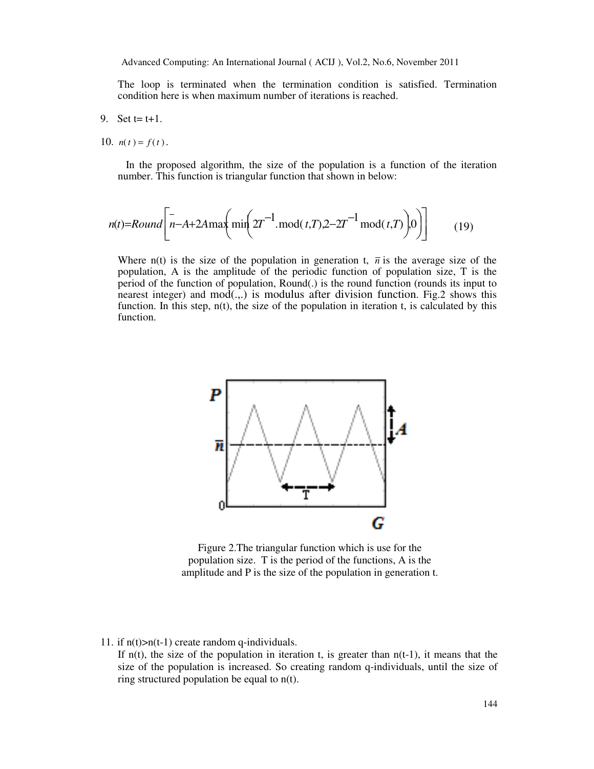The loop is terminated when the termination condition is satisfied. Termination condition here is when maximum number of iterations is reached.

9. Set t= t+1.

10. $n(t) = f(t)$.

In the proposed algorithm, the size of the population is a function of the iteration number. This function is triangular function that shown in below:

$$n(t)=Round\left[\bar{n}-A+2A\max\left(\min\left(2T^{-1}.\text{mod}(t,T),2-2T^{-1}\text{mod}(t,T)\right),0\right)\right] \qquad (19)$$

Where n(t) is the size of the population in generation t, $\bar{n}$ is the average size of the population, A is the amplitude of the periodic function of population size, T is the period of the function of population, Round(.) is the round function (rounds its input to nearest integer) and mod(.,.) is modulus after division function. Fig.2 shows this function. In this step, n(t), the size of the population in iteration t, is calculated by this function.

Figure 2.The triangular function which is use for the population size. T is the period of the functions, A is the amplitude and P is the size of the population in generation t.

11. if n(t)>n(t-1) create random q-individuals.

If n(t), the size of the population in iteration t, is greater than n(t-1), it means that the size of the population is increased. So creating random q-individuals, until the size of ring structured population be equal to n(t).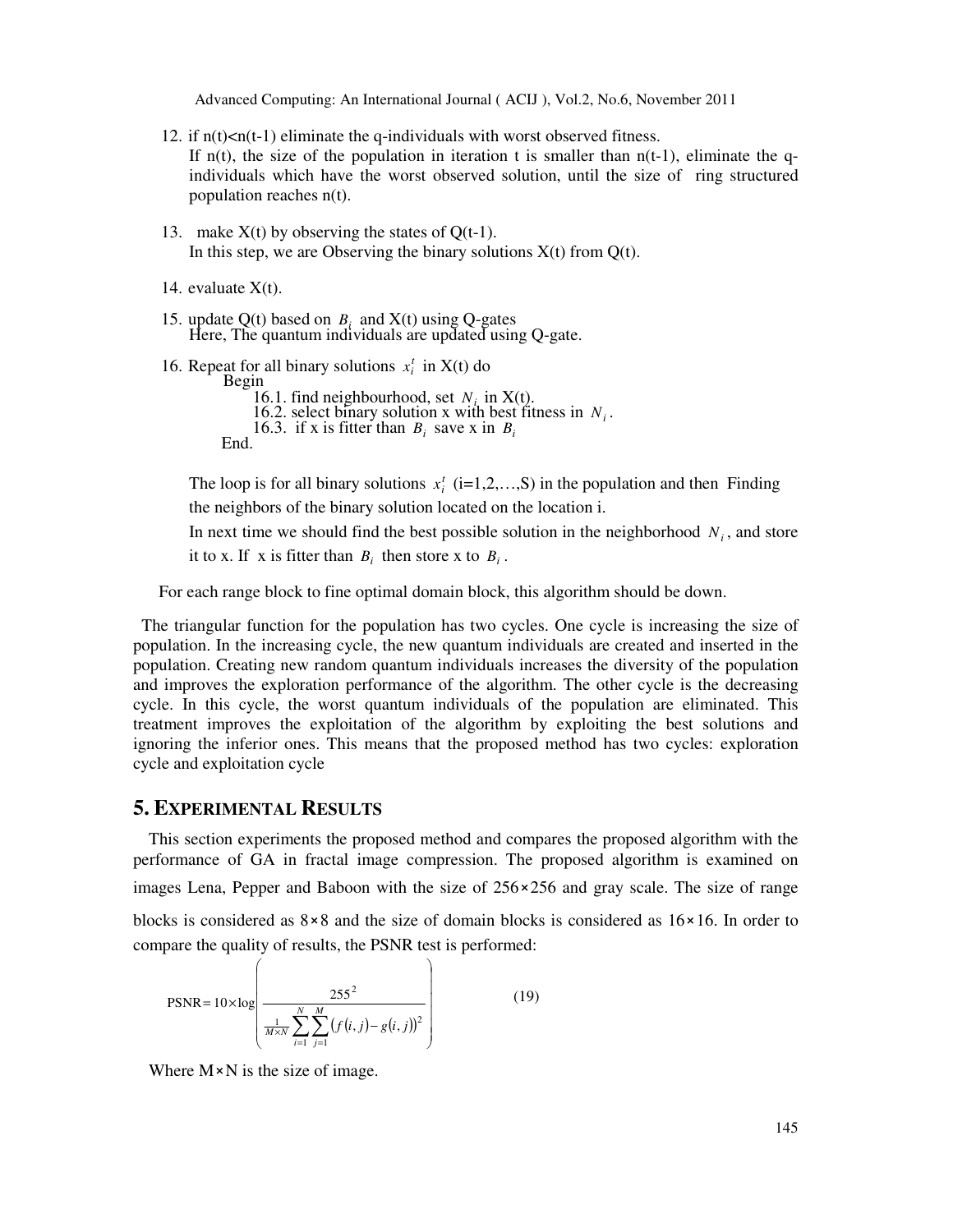12. if n(t)<n(t-1) eliminate the q-individuals with worst observed fitness.
    If n(t), the size of the population in iteration t is smaller than n(t-1), eliminate the q-individuals which have the worst observed solution, until the size of ring structured population reaches n(t).

13. make X(t) by observing the states of Q(t-1).
    In this step, we are Observing the binary solutions X(t) from Q(t).

14. evaluate X(t).

15. update Q(t) based on $B_i$ and X(t) using Q-gates
    Here, The quantum individuals are updated using Q-gate.

16. Repeat for all binary solutions $x_i^t$ in X(t) do
    Begin
    16.1. find neighbourhood, set $N_i$ in X(t).
    16.2. select binary solution x with best fitness in $N_i$.
    16.3. if x is fitter than $B_i$ save x in $B_i$
    End.

    The loop is for all binary solutions $x_i^t$ (i=1,2,…,S) in the population and then Finding the neighbors of the binary solution located on the location i.

    In next time we should find the best possible solution in the neighborhood $N_i$, and store it to x. If x is fitter than $B_i$ then store x to $B_i$.

For each range block to fine optimal domain block, this algorithm should be down.

The triangular function for the population has two cycles. One cycle is increasing the size of population. In the increasing cycle, the new quantum individuals are created and inserted in the population. Creating new random quantum individuals increases the diversity of the population and improves the exploration performance of the algorithm. The other cycle is the decreasing cycle. In this cycle, the worst quantum individuals of the population are eliminated. This treatment improves the exploitation of the algorithm by exploiting the best solutions and ignoring the inferior ones. This means that the proposed method has two cycles: exploration cycle and exploitation cycle

## 5. Experimental Results

This section experiments the proposed method and compares the proposed algorithm with the performance of GA in fractal image compression. The proposed algorithm is examined on images Lena, Pepper and Baboon with the size of $256\times256$ and gray scale. The size of range blocks is considered as $8\times8$ and the size of domain blocks is considered as $16\times16$. In order to compare the quality of results, the PSNR test is performed:

$$\text{PSNR} = 10\times\log\left(\frac{255^2}{\frac{1}{M\times N}\sum_{i=1}^{N}\sum_{j=1}^{M}\left(f(i,j)-g(i,j)\right)^2}\right) \tag{19}$$

Where $M\times N$ is the size of image.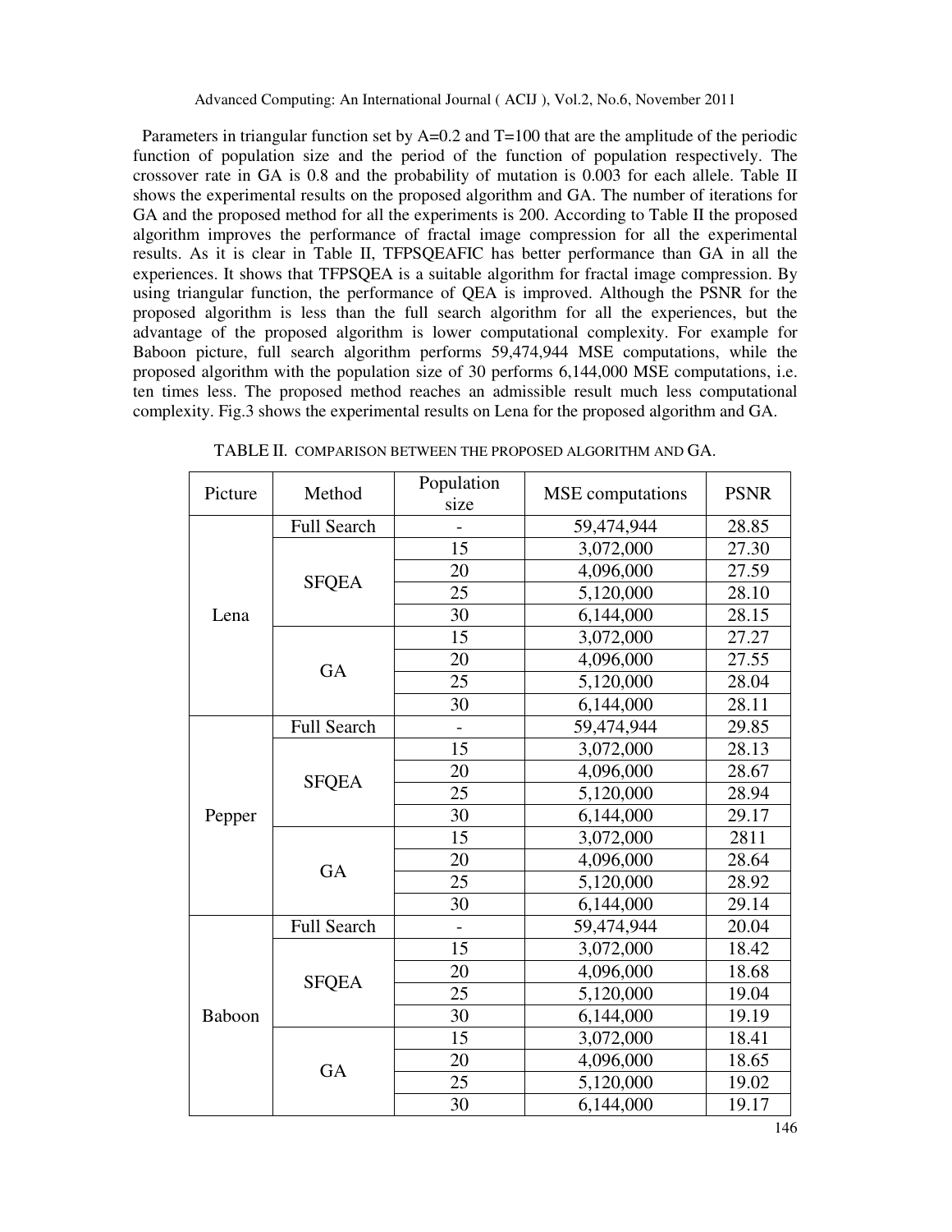Parameters in triangular function set by A=0.2 and T=100 that are the amplitude of the periodic function of population size and the period of the function of population respectively. The crossover rate in GA is 0.8 and the probability of mutation is 0.003 for each allele. Table II shows the experimental results on the proposed algorithm and GA. The number of iterations for GA and the proposed method for all the experiments is 200. According to Table II the proposed algorithm improves the performance of fractal image compression for all the experimental results. As it is clear in Table II, TFPSQEAFIC has better performance than GA in all the experiences. It shows that TFPSQEA is a suitable algorithm for fractal image compression. By using triangular function, the performance of QEA is improved. Although the PSNR for the proposed algorithm is less than the full search algorithm for all the experiences, but the advantage of the proposed algorithm is lower computational complexity. For example for Baboon picture, full search algorithm performs 59,474,944 MSE computations, while the proposed algorithm with the population size of 30 performs 6,144,000 MSE computations, i.e. ten times less. The proposed method reaches an admissible result much less computational complexity. Fig.3 shows the experimental results on Lena for the proposed algorithm and GA.

TABLE II. COMPARISON BETWEEN THE PROPOSED ALGORITHM AND GA.

| Picture | Method | Population size | MSE computations | PSNR |
|---|---|---|---|---|
| Lena | Full Search | - | 59,474,944 | 28.85 |
| | SFQEA | 15 | 3,072,000 | 27.30 |
| | | 20 | 4,096,000 | 27.59 |
| | | 25 | 5,120,000 | 28.10 |
| | | 30 | 6,144,000 | 28.15 |
| | GA | 15 | 3,072,000 | 27.27 |
| | | 20 | 4,096,000 | 27.55 |
| | | 25 | 5,120,000 | 28.04 |
| | | 30 | 6,144,000 | 28.11 |
| Pepper | Full Search | - | 59,474,944 | 29.85 |
| | SFQEA | 15 | 3,072,000 | 28.13 |
| | | 20 | 4,096,000 | 28.67 |
| | | 25 | 5,120,000 | 28.94 |
| | | 30 | 6,144,000 | 29.17 |
| | GA | 15 | 3,072,000 | 2811 |
| | | 20 | 4,096,000 | 28.64 |
| | | 25 | 5,120,000 | 28.92 |
| | | 30 | 6,144,000 | 29.14 |
| Baboon | Full Search | - | 59,474,944 | 20.04 |
| | SFQEA | 15 | 3,072,000 | 18.42 |
| | | 20 | 4,096,000 | 18.68 |
| | | 25 | 5,120,000 | 19.04 |
| | | 30 | 6,144,000 | 19.19 |
| | GA | 15 | 3,072,000 | 18.41 |
| | | 20 | 4,096,000 | 18.65 |
| | | 25 | 5,120,000 | 19.02 |
| | | 30 | 6,144,000 | 19.17 |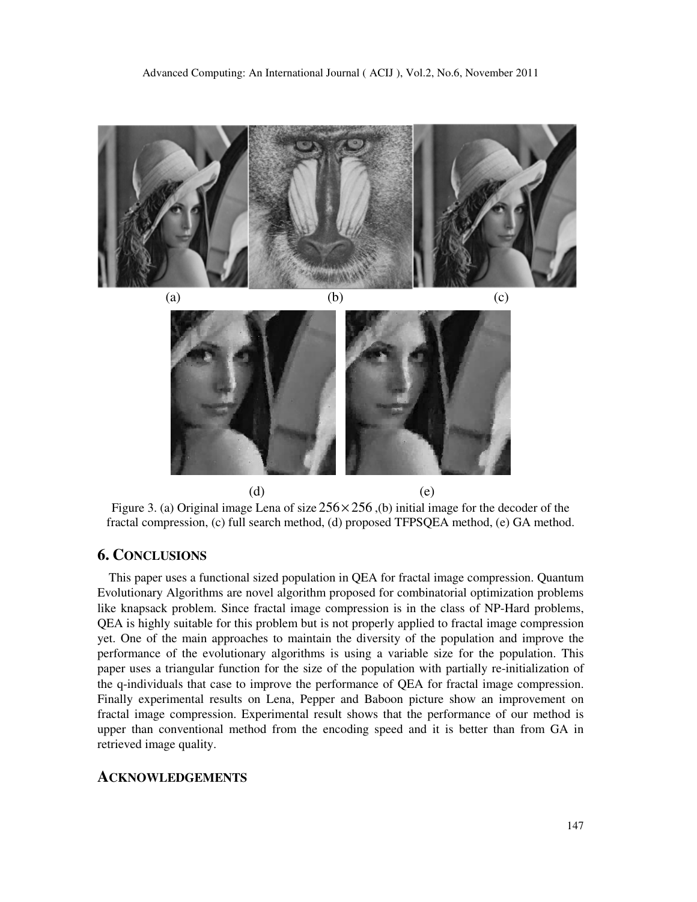(a) (b) (c)

(d) (e)

Figure 3. (a) Original image Lena of size $256 \times 256$ ,(b) initial image for the decoder of the fractal compression, (c) full search method, (d) proposed TFPSQEA method, (e) GA method.

## 6. CONCLUSIONS

This paper uses a functional sized population in QEA for fractal image compression. Quantum Evolutionary Algorithms are novel algorithm proposed for combinatorial optimization problems like knapsack problem. Since fractal image compression is in the class of NP-Hard problems, QEA is highly suitable for this problem but is not properly applied to fractal image compression yet. One of the main approaches to maintain the diversity of the population and improve the performance of the evolutionary algorithms is using a variable size for the population. This paper uses a triangular function for the size of the population with partially re-initialization of the q-individuals that case to improve the performance of QEA for fractal image compression. Finally experimental results on Lena, Pepper and Baboon picture show an improvement on fractal image compression. Experimental result shows that the performance of our method is upper than conventional method from the encoding speed and it is better than from GA in retrieved image quality.

## ACKNOWLEDGEMENTS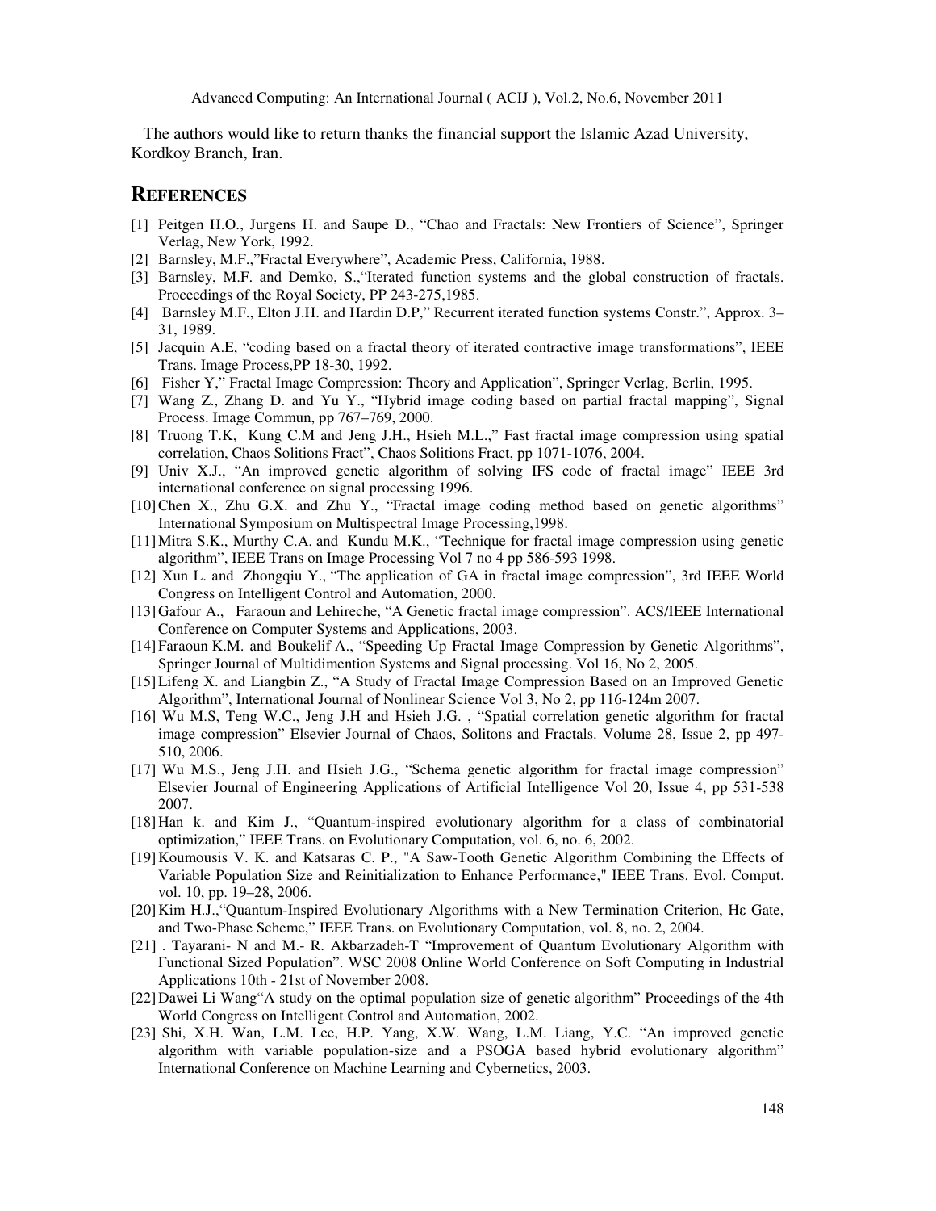The authors would like to return thanks the financial support the Islamic Azad University, Kordkoy Branch, Iran.

## REFERENCES

[1] Peitgen H.O., Jurgens H. and Saupe D., "Chao and Fractals: New Frontiers of Science", Springer Verlag, New York, 1992.

[2] Barnsley, M.F.,"Fractal Everywhere", Academic Press, California, 1988.

[3] Barnsley, M.F. and Demko, S.,"Iterated function systems and the global construction of fractals. Proceedings of the Royal Society, PP 243-275,1985.

[4] Barnsley M.F., Elton J.H. and Hardin D.P," Recurrent iterated function systems Constr.", Approx. 3–31, 1989.

[5] Jacquin A.E, "coding based on a fractal theory of iterated contractive image transformations", IEEE Trans. Image Process,PP 18-30, 1992.

[6] Fisher Y," Fractal Image Compression: Theory and Application", Springer Verlag, Berlin, 1995.

[7] Wang Z., Zhang D. and Yu Y., "Hybrid image coding based on partial fractal mapping", Signal Process. Image Commun, pp 767–769, 2000.

[8] Truong T.K, Kung C.M and Jeng J.H., Hsieh M.L.," Fast fractal image compression using spatial correlation, Chaos Solitions Fract", Chaos Solitions Fract, pp 1071-1076, 2004.

[9] Univ X.J., "An improved genetic algorithm of solving IFS code of fractal image" IEEE 3rd international conference on signal processing 1996.

[10] Chen X., Zhu G.X. and Zhu Y., "Fractal image coding method based on genetic algorithms" International Symposium on Multispectral Image Processing,1998.

[11] Mitra S.K., Murthy C.A. and Kundu M.K., "Technique for fractal image compression using genetic algorithm", IEEE Trans on Image Processing Vol 7 no 4 pp 586-593 1998.

[12] Xun L. and Zhongqiu Y., "The application of GA in fractal image compression", 3rd IEEE World Congress on Intelligent Control and Automation, 2000.

[13] Gafour A., Faraoun and Lehireche, "A Genetic fractal image compression". ACS/IEEE International Conference on Computer Systems and Applications, 2003.

[14] Faraoun K.M. and Boukelif A., "Speeding Up Fractal Image Compression by Genetic Algorithms", Springer Journal of Multidimention Systems and Signal processing. Vol 16, No 2, 2005.

[15] Lifeng X. and Liangbin Z., "A Study of Fractal Image Compression Based on an Improved Genetic Algorithm", International Journal of Nonlinear Science Vol 3, No 2, pp 116-124m 2007.

[16] Wu M.S, Teng W.C., Jeng J.H and Hsieh J.G. , "Spatial correlation genetic algorithm for fractal image compression" Elsevier Journal of Chaos, Solitons and Fractals. Volume 28, Issue 2, pp 497-510, 2006.

[17] Wu M.S., Jeng J.H. and Hsieh J.G., "Schema genetic algorithm for fractal image compression" Elsevier Journal of Engineering Applications of Artificial Intelligence Vol 20, Issue 4, pp 531-538 2007.

[18] Han k. and Kim J., "Quantum-inspired evolutionary algorithm for a class of combinatorial optimization," IEEE Trans. on Evolutionary Computation, vol. 6, no. 6, 2002.

[19] Koumousis V. K. and Katsaras C. P., "A Saw-Tooth Genetic Algorithm Combining the Effects of Variable Population Size and Reinitialization to Enhance Performance," IEEE Trans. Evol. Comput. vol. 10, pp. 19–28, 2006.

[20] Kim H.J.,"Quantum-Inspired Evolutionary Algorithms with a New Termination Criterion, Hε Gate, and Two-Phase Scheme," IEEE Trans. on Evolutionary Computation, vol. 8, no. 2, 2004.

[21] . Tayarani- N and M.- R. Akbarzadeh-T "Improvement of Quantum Evolutionary Algorithm with Functional Sized Population". WSC 2008 Online World Conference on Soft Computing in Industrial Applications 10th - 21st of November 2008.

[22] Dawei Li Wang"A study on the optimal population size of genetic algorithm" Proceedings of the 4th World Congress on Intelligent Control and Automation, 2002.

[23] Shi, X.H. Wan, L.M. Lee, H.P. Yang, X.W. Wang, L.M. Liang, Y.C. "An improved genetic algorithm with variable population-size and a PSOGA based hybrid evolutionary algorithm" International Conference on Machine Learning and Cybernetics, 2003.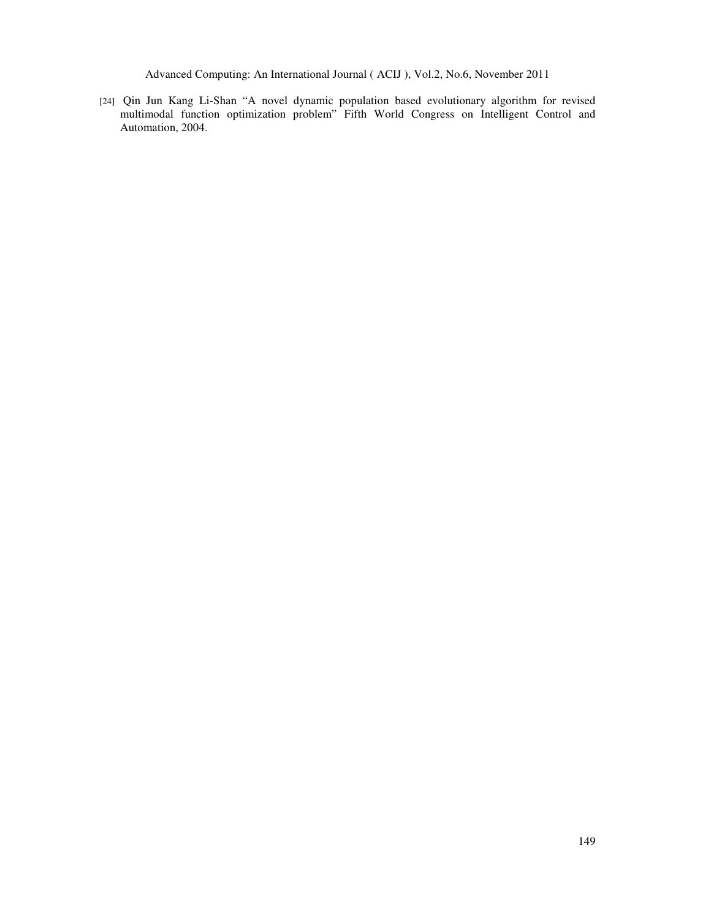[24] Qin Jun Kang Li-Shan "A novel dynamic population based evolutionary algorithm for revised multimodal function optimization problem" Fifth World Congress on Intelligent Control and Automation, 2004.